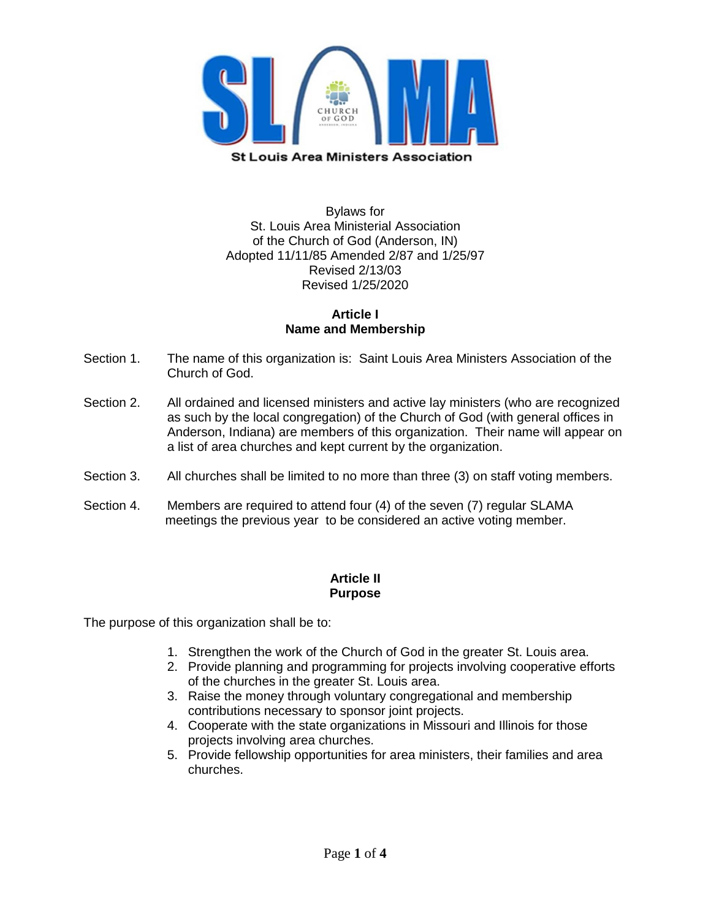St Louis Area Ministers Association

Bylaws for
St. Louis Area Ministerial Association
of the Church of God (Anderson, IN)
Adopted 11/11/85 Amended 2/87 and 1/25/97
Revised 2/13/03
Revised 1/25/2020

## Article I
## Name and Membership

Section 1. The name of this organization is: Saint Louis Area Ministers Association of the Church of God.

Section 2. All ordained and licensed ministers and active lay ministers (who are recognized as such by the local congregation) of the Church of God (with general offices in Anderson, Indiana) are members of this organization. Their name will appear on a list of area churches and kept current by the organization.

Section 3. All churches shall be limited to no more than three (3) on staff voting members.

Section 4. Members are required to attend four (4) of the seven (7) regular SLAMA meetings the previous year to be considered an active voting member.

## Article II
## Purpose

The purpose of this organization shall be to:

1. Strengthen the work of the Church of God in the greater St. Louis area.
2. Provide planning and programming for projects involving cooperative efforts of the churches in the greater St. Louis area.
3. Raise the money through voluntary congregational and membership contributions necessary to sponsor joint projects.
4. Cooperate with the state organizations in Missouri and Illinois for those projects involving area churches.
5. Provide fellowship opportunities for area ministers, their families and area churches.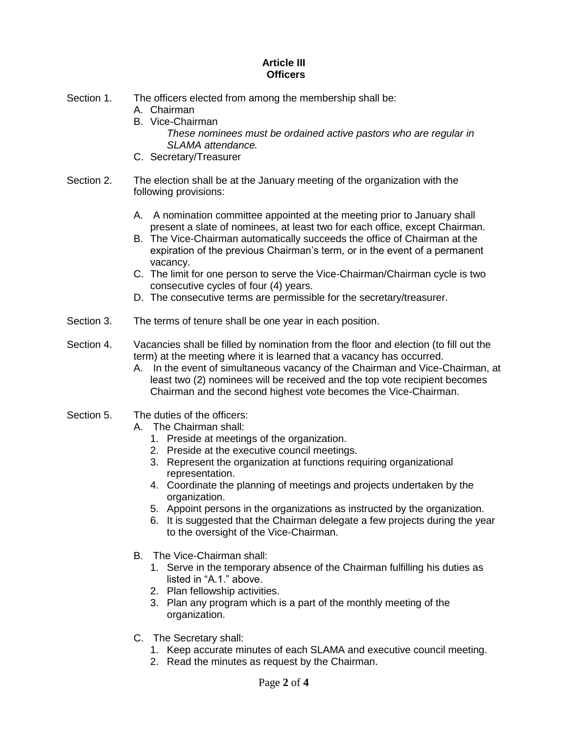## Article III
## Officers

Section 1. The officers elected from among the membership shall be:

A. Chairman
B. Vice-Chairman
*These nominees must be ordained active pastors who are regular in SLAMA attendance.*
C. Secretary/Treasurer

Section 2. The election shall be at the January meeting of the organization with the following provisions:

A. A nomination committee appointed at the meeting prior to January shall present a slate of nominees, at least two for each office, except Chairman.
B. The Vice-Chairman automatically succeeds the office of Chairman at the expiration of the previous Chairman's term, or in the event of a permanent vacancy.
C. The limit for one person to serve the Vice-Chairman/Chairman cycle is two consecutive cycles of four (4) years.
D. The consecutive terms are permissible for the secretary/treasurer.

Section 3. The terms of tenure shall be one year in each position.

Section 4. Vacancies shall be filled by nomination from the floor and election (to fill out the term) at the meeting where it is learned that a vacancy has occurred.

A. In the event of simultaneous vacancy of the Chairman and Vice-Chairman, at least two (2) nominees will be received and the top vote recipient becomes Chairman and the second highest vote becomes the Vice-Chairman.

Section 5. The duties of the officers:

A. The Chairman shall:
   1. Preside at meetings of the organization.
   2. Preside at the executive council meetings.
   3. Represent the organization at functions requiring organizational representation.
   4. Coordinate the planning of meetings and projects undertaken by the organization.
   5. Appoint persons in the organizations as instructed by the organization.
   6. It is suggested that the Chairman delegate a few projects during the year to the oversight of the Vice-Chairman.

B. The Vice-Chairman shall:
   1. Serve in the temporary absence of the Chairman fulfilling his duties as listed in "A.1." above.
   2. Plan fellowship activities.
   3. Plan any program which is a part of the monthly meeting of the organization.

C. The Secretary shall:
   1. Keep accurate minutes of each SLAMA and executive council meeting.
   2. Read the minutes as request by the Chairman.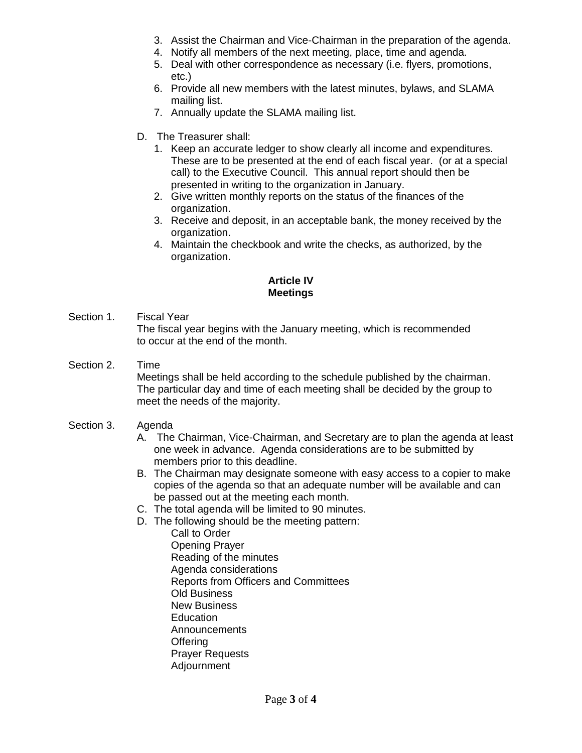3. Assist the Chairman and Vice-Chairman in the preparation of the agenda.
4. Notify all members of the next meeting, place, time and agenda.
5. Deal with other correspondence as necessary (i.e. flyers, promotions, etc.)
6. Provide all new members with the latest minutes, bylaws, and SLAMA mailing list.
7. Annually update the SLAMA mailing list.

D. The Treasurer shall:

1. Keep an accurate ledger to show clearly all income and expenditures. These are to be presented at the end of each fiscal year. (or at a special call) to the Executive Council. This annual report should then be presented in writing to the organization in January.
2. Give written monthly reports on the status of the finances of the organization.
3. Receive and deposit, in an acceptable bank, the money received by the organization.
4. Maintain the checkbook and write the checks, as authorized, by the organization.

## Article IV
## Meetings

Section 1. Fiscal Year

The fiscal year begins with the January meeting, which is recommended to occur at the end of the month.

Section 2. Time

Meetings shall be held according to the schedule published by the chairman. The particular day and time of each meeting shall be decided by the group to meet the needs of the majority.

Section 3. Agenda

A. The Chairman, Vice-Chairman, and Secretary are to plan the agenda at least one week in advance. Agenda considerations are to be submitted by members prior to this deadline.

B. The Chairman may designate someone with easy access to a copier to make copies of the agenda so that an adequate number will be available and can be passed out at the meeting each month.

C. The total agenda will be limited to 90 minutes.

D. The following should be the meeting pattern:

Call to Order
Opening Prayer
Reading of the minutes
Agenda considerations
Reports from Officers and Committees
Old Business
New Business
Education
Announcements
Offering
Prayer Requests
Adjournment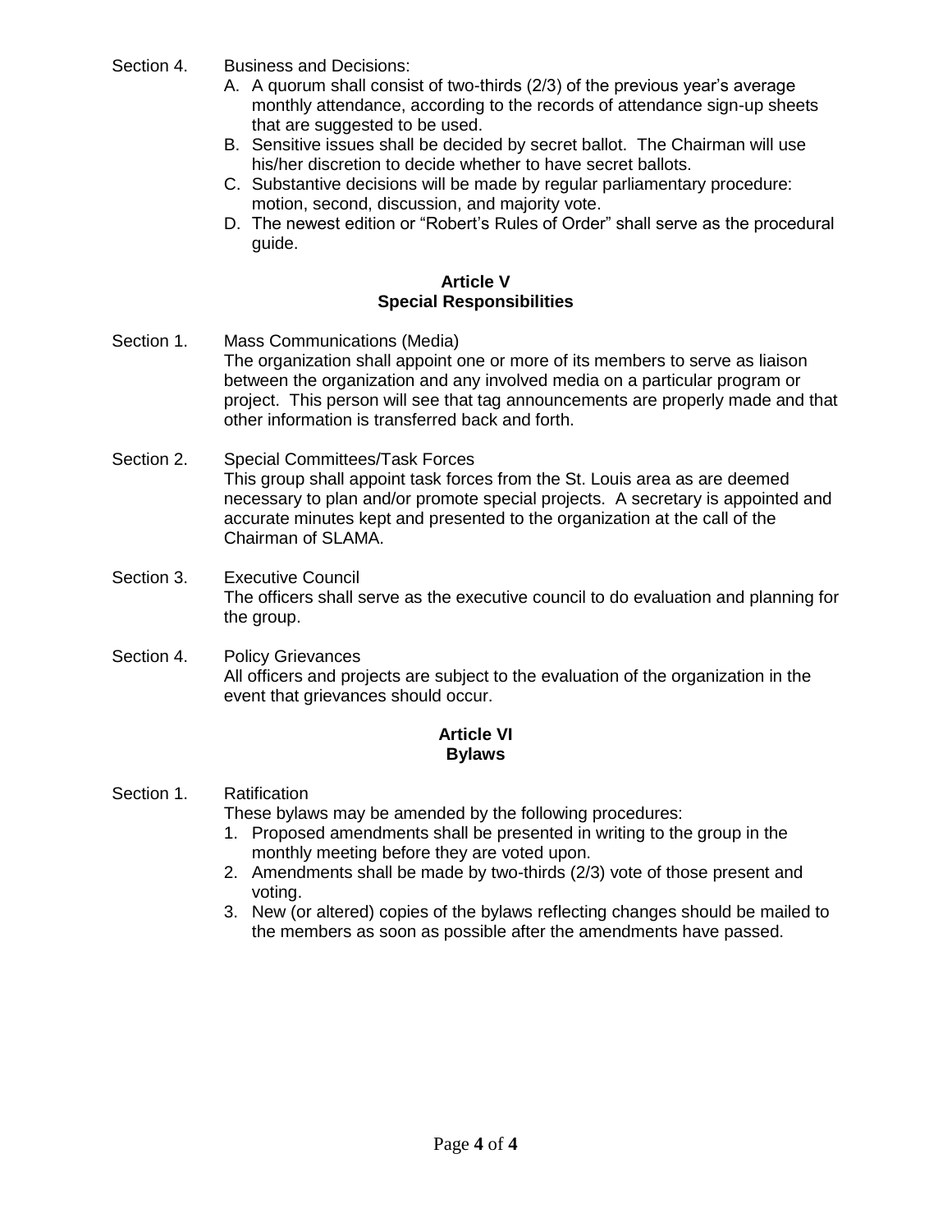Section 4. Business and Decisions:

A. A quorum shall consist of two-thirds (2/3) of the previous year's average monthly attendance, according to the records of attendance sign-up sheets that are suggested to be used.
B. Sensitive issues shall be decided by secret ballot. The Chairman will use his/her discretion to decide whether to have secret ballots.
C. Substantive decisions will be made by regular parliamentary procedure: motion, second, discussion, and majority vote.
D. The newest edition or "Robert's Rules of Order" shall serve as the procedural guide.

## Article V
## Special Responsibilities

Section 1. Mass Communications (Media)
The organization shall appoint one or more of its members to serve as liaison between the organization and any involved media on a particular program or project. This person will see that tag announcements are properly made and that other information is transferred back and forth.

Section 2. Special Committees/Task Forces
This group shall appoint task forces from the St. Louis area as are deemed necessary to plan and/or promote special projects. A secretary is appointed and accurate minutes kept and presented to the organization at the call of the Chairman of SLAMA.

Section 3. Executive Council
The officers shall serve as the executive council to do evaluation and planning for the group.

Section 4. Policy Grievances
All officers and projects are subject to the evaluation of the organization in the event that grievances should occur.

## Article VI
## Bylaws

Section 1. Ratification
These bylaws may be amended by the following procedures:

1. Proposed amendments shall be presented in writing to the group in the monthly meeting before they are voted upon.
2. Amendments shall be made by two-thirds (2/3) vote of those present and voting.
3. New (or altered) copies of the bylaws reflecting changes should be mailed to the members as soon as possible after the amendments have passed.